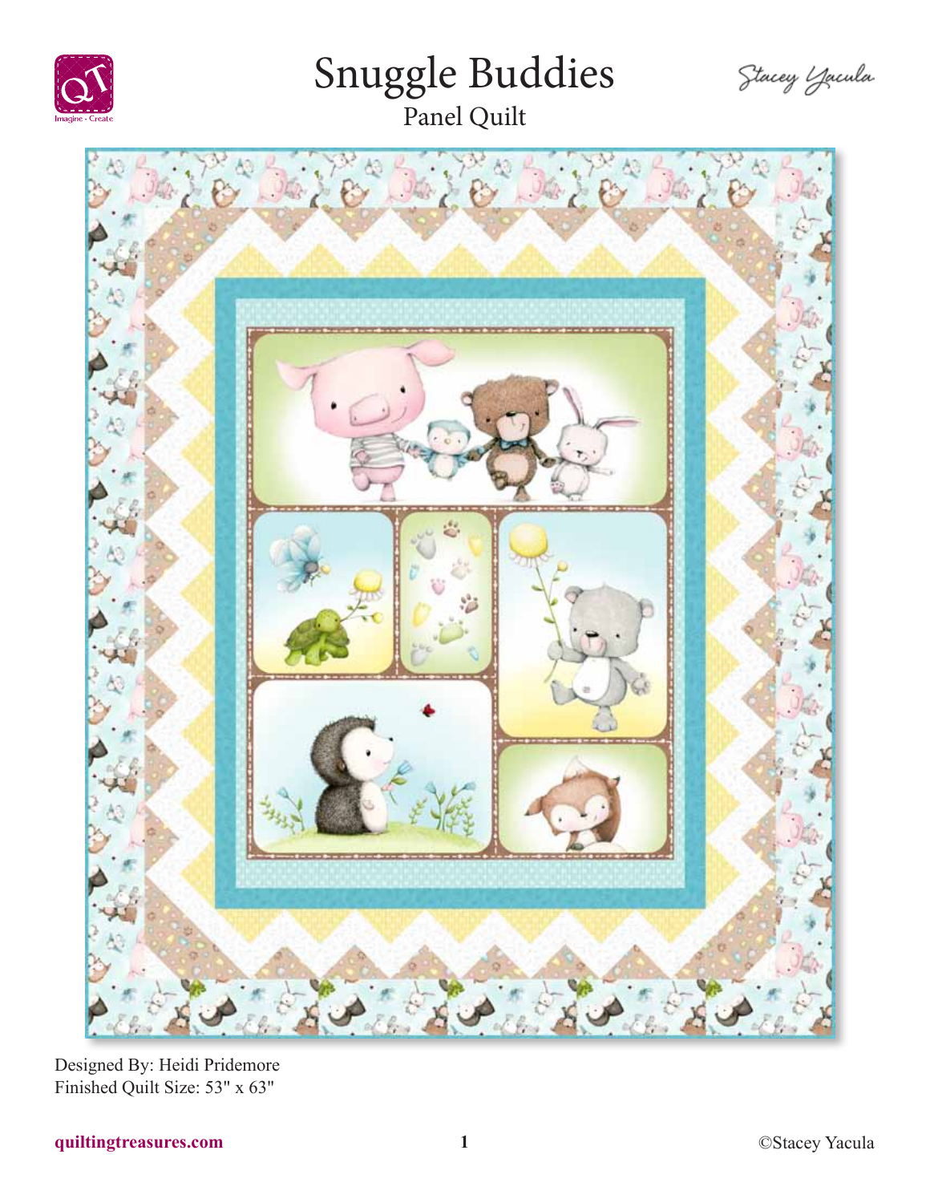# Snuggle Buddies

## Panel Quilt

Stacey Yacula

Designed By: Heidi Pridemore
Finished Quilt Size: 53" x 63"

quiltingtreasures.com

©Stacey Yacula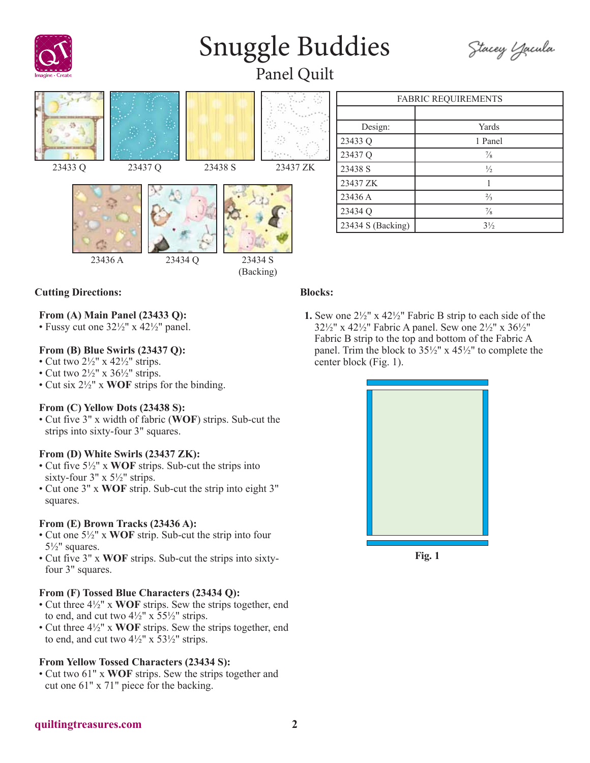# Snuggle Buddies

## Panel Quilt

Stacey Yacula

23433 Q | 23437 Q | 23438 S | 23437 ZK

23436 A | 23434 Q | 23434 S (Backing)

| FABRIC REQUIREMENTS | |
|---|---|
| | |
| Design: | Yards |
| 23433 Q | 1 Panel |
| 23437 Q | ⅞ |
| 23438 S | ½ |
| 23437 ZK | 1 |
| 23436 A | ⅔ |
| 23434 Q | ⅞ |
| 23434 S (Backing) | 3½ |

### Cutting Directions:

**From (A) Main Panel (23433 Q):**
- Fussy cut one 32½" x 42½" panel.

**From (B) Blue Swirls (23437 Q):**
- Cut two 2½" x 42½" strips.
- Cut two 2½" x 36½" strips.
- Cut six 2½" x **WOF** strips for the binding.

**From (C) Yellow Dots (23438 S):**
- Cut five 3" x width of fabric (**WOF**) strips. Sub-cut the strips into sixty-four 3" squares.

**From (D) White Swirls (23437 ZK):**
- Cut five 5½" x **WOF** strips. Sub-cut the strips into sixty-four 3" x 5½" strips.
- Cut one 3" x **WOF** strip. Sub-cut the strip into eight 3" squares.

**From (E) Brown Tracks (23436 A):**
- Cut one 5½" x **WOF** strip. Sub-cut the strip into four 5½" squares.
- Cut five 3" x **WOF** strips. Sub-cut the strips into sixty-four 3" squares.

**From (F) Tossed Blue Characters (23434 Q):**
- Cut three 4½" x **WOF** strips. Sew the strips together, end to end, and cut two 4½" x 55½" strips.
- Cut three 4½" x **WOF** strips. Sew the strips together, end to end, and cut two 4½" x 53½" strips.

**From Yellow Tossed Characters (23434 S):**
- Cut two 61" x **WOF** strips. Sew the strips together and cut one 61" x 71" piece for the backing.

### Blocks:

1. Sew one 2½" x 42½" Fabric B strip to each side of the 32½" x 42½" Fabric A panel. Sew one 2½" x 36½" Fabric B strip to the top and bottom of the Fabric A panel. Trim the block to 35½" x 45½" to complete the center block (Fig. 1).

**Fig. 1**

quiltingtreasures.com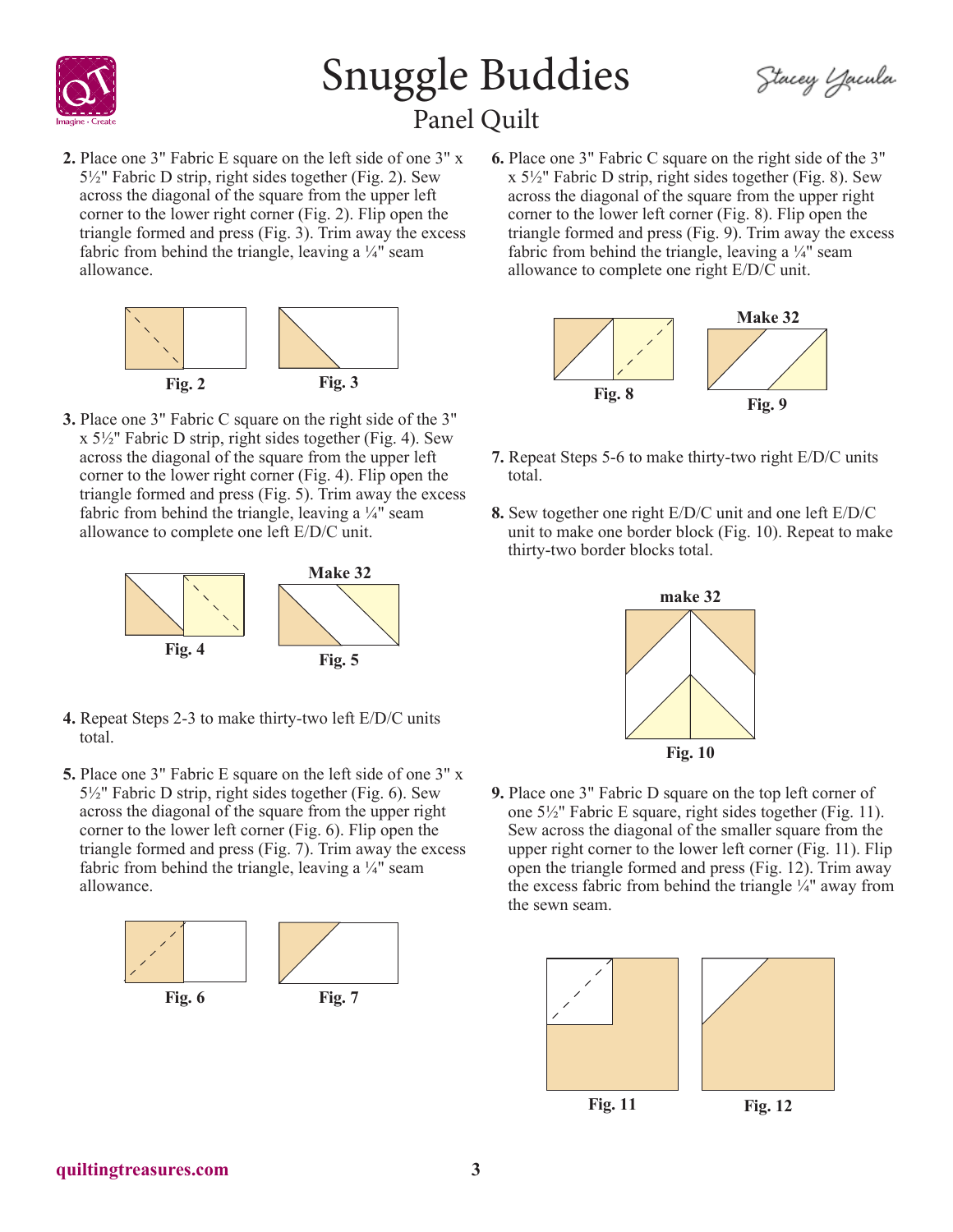2. Place one 3" Fabric E square on the left side of one 3" x 5½" Fabric D strip, right sides together (Fig. 2). Sew across the diagonal of the square from the upper left corner to the lower right corner (Fig. 2). Flip open the triangle formed and press (Fig. 3). Trim away the excess fabric from behind the triangle, leaving a ¼" seam allowance.

Fig. 2 Fig. 3

3. Place one 3" Fabric C square on the right side of the 3" x 5½" Fabric D strip, right sides together (Fig. 4). Sew across the diagonal of the square from the upper left corner to the lower right corner (Fig. 4). Flip open the triangle formed and press (Fig. 5). Trim away the excess fabric from behind the triangle, leaving a ¼" seam allowance to complete one left E/D/C unit.

Make 32

Fig. 4 Fig. 5

4. Repeat Steps 2-3 to make thirty-two left E/D/C units total.

5. Place one 3" Fabric E square on the left side of one 3" x 5½" Fabric D strip, right sides together (Fig. 6). Sew across the diagonal of the square from the upper right corner to the lower left corner (Fig. 6). Flip open the triangle formed and press (Fig. 7). Trim away the excess fabric from behind the triangle, leaving a ¼" seam allowance.

Fig. 6 Fig. 7

6. Place one 3" Fabric C square on the right side of the 3" x 5½" Fabric D strip, right sides together (Fig. 8). Sew across the diagonal of the square from the upper right corner to the lower left corner (Fig. 8). Flip open the triangle formed and press (Fig. 9). Trim away the excess fabric from behind the triangle, leaving a ¼" seam allowance to complete one right E/D/C unit.

Make 32

Fig. 8 Fig. 9

7. Repeat Steps 5-6 to make thirty-two right E/D/C units total.

8. Sew together one right E/D/C unit and one left E/D/C unit to make one border block (Fig. 10). Repeat to make thirty-two border blocks total.

make 32

Fig. 10

9. Place one 3" Fabric D square on the top left corner of one 5½" Fabric E square, right sides together (Fig. 11). Sew across the diagonal of the smaller square from the upper right corner to the lower left corner (Fig. 11). Flip open the triangle formed and press (Fig. 12). Trim away the excess fabric from behind the triangle ¼" away from the sewn seam.

Fig. 11 Fig. 12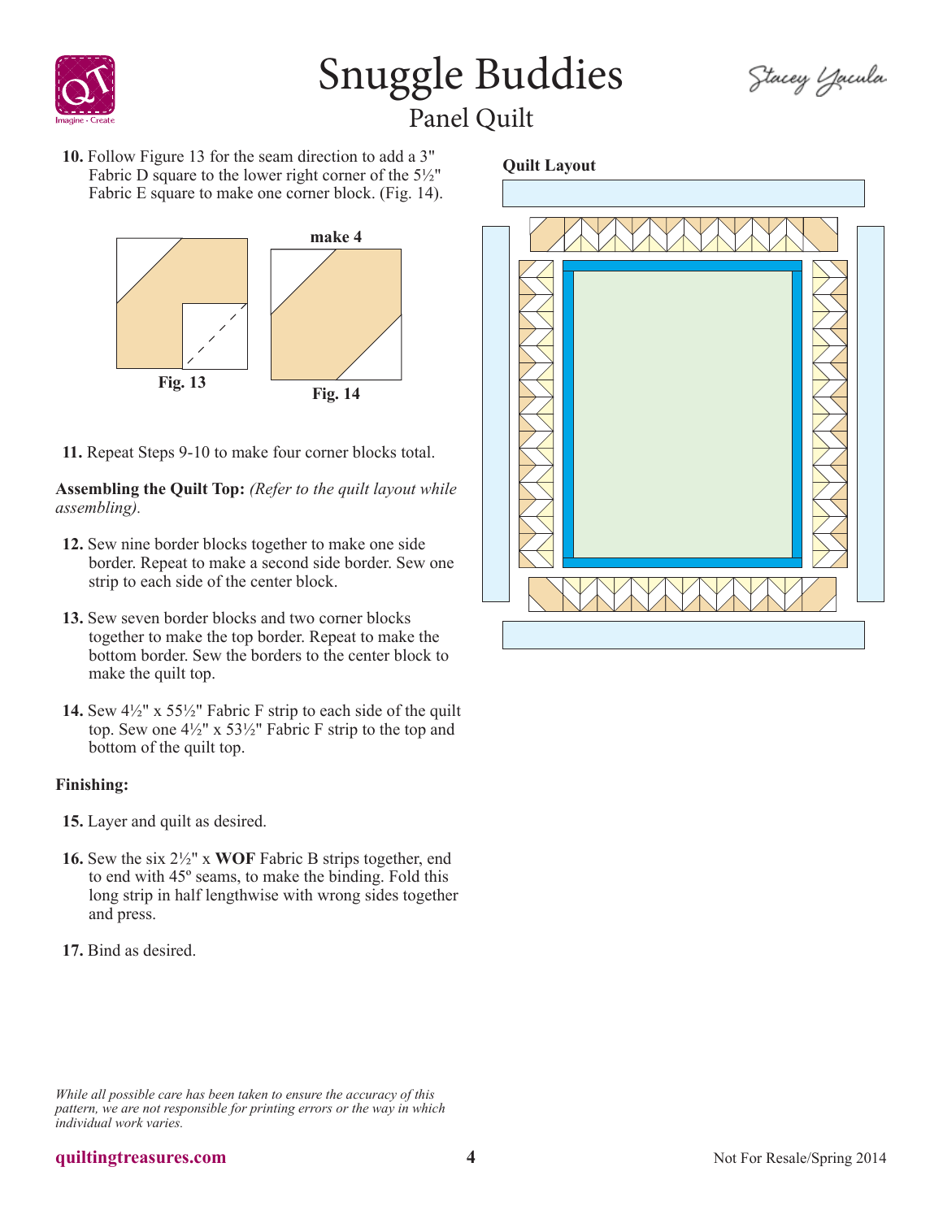10. Follow Figure 13 for the seam direction to add a 3" Fabric D square to the lower right corner of the 5½" Fabric E square to make one corner block. (Fig. 14).

make 4

Fig. 13

Fig. 14

11. Repeat Steps 9-10 to make four corner blocks total.

**Assembling the Quilt Top:** *(Refer to the quilt layout while assembling).*

12. Sew nine border blocks together to make one side border. Repeat to make a second side border. Sew one strip to each side of the center block.

13. Sew seven border blocks and two corner blocks together to make the top border. Repeat to make the bottom border. Sew the borders to the center block to make the quilt top.

14. Sew 4½" x 55½" Fabric F strip to each side of the quilt top. Sew one 4½" x 53½" Fabric F strip to the top and bottom of the quilt top.

**Finishing:**

15. Layer and quilt as desired.

16. Sew the six 2½" x **WOF** Fabric B strips together, end to end with 45º seams, to make the binding. Fold this long strip in half lengthwise with wrong sides together and press.

17. Bind as desired.

**Quilt Layout**

*While all possible care has been taken to ensure the accuracy of this pattern, we are not responsible for printing errors or the way in which individual work varies.*